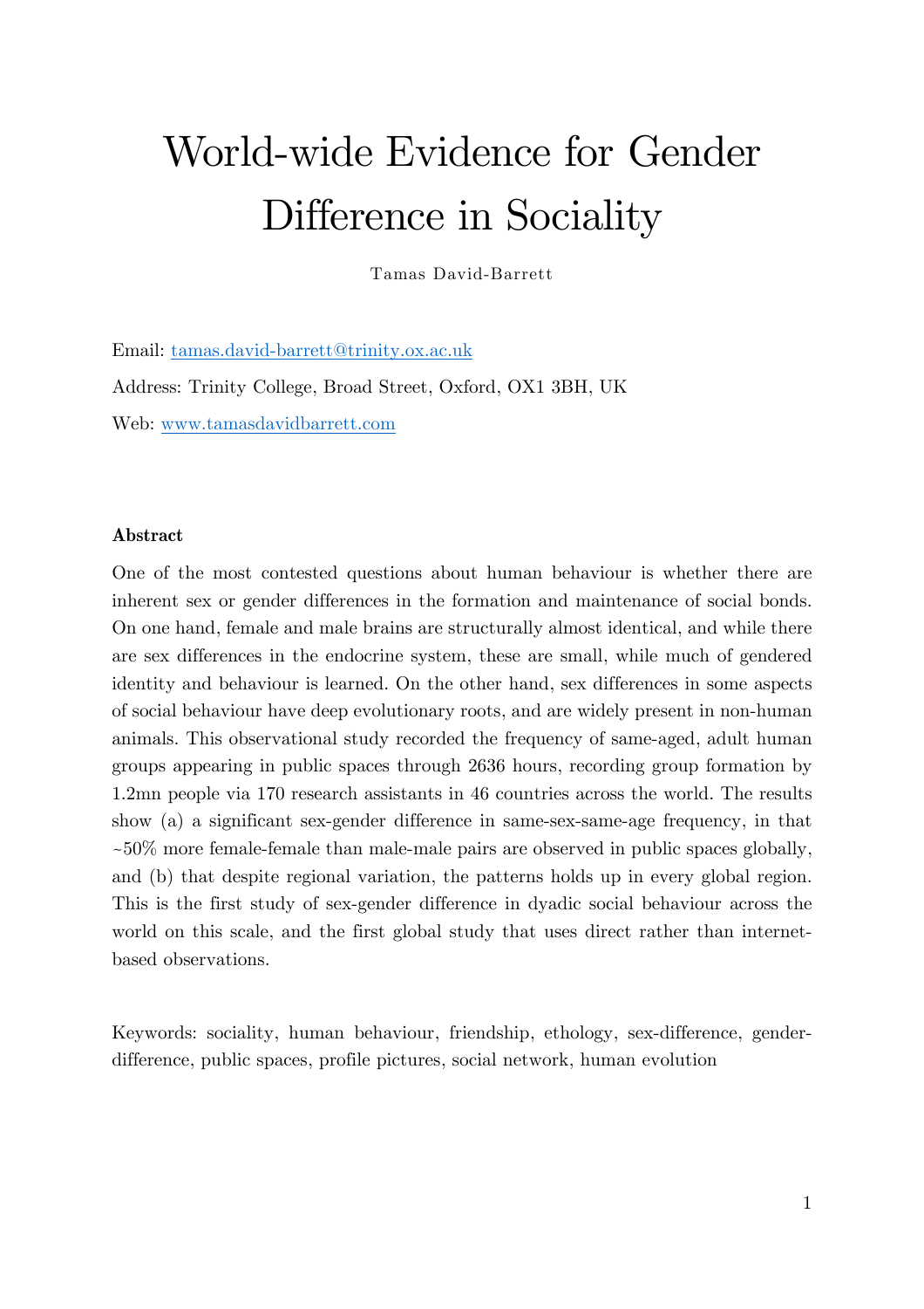# World-wide Evidence for Gender Difference in Sociality

Tamas David-Barrett

Email: tamas.david-barrett@trinity.ox.ac.uk

Address: Trinity College, Broad Street, Oxford, OX1 3BH, UK

Web: www.tamasdavidbarrett.com

**Abstract**

One of the most contested questions about human behaviour is whether there are inherent sex or gender differences in the formation and maintenance of social bonds. On one hand, female and male brains are structurally almost identical, and while there are sex differences in the endocrine system, these are small, while much of gendered identity and behaviour is learned. On the other hand, sex differences in some aspects of social behaviour have deep evolutionary roots, and are widely present in non-human animals. This observational study recorded the frequency of same-aged, adult human groups appearing in public spaces through 2636 hours, recording group formation by 1.2mn people via 170 research assistants in 46 countries across the world. The results show (a) a significant sex-gender difference in same-sex-same-age frequency, in that ~50% more female-female than male-male pairs are observed in public spaces globally, and (b) that despite regional variation, the patterns holds up in every global region. This is the first study of sex-gender difference in dyadic social behaviour across the world on this scale, and the first global study that uses direct rather than internet-based observations.

Keywords: sociality, human behaviour, friendship, ethology, sex-difference, gender-difference, public spaces, profile pictures, social network, human evolution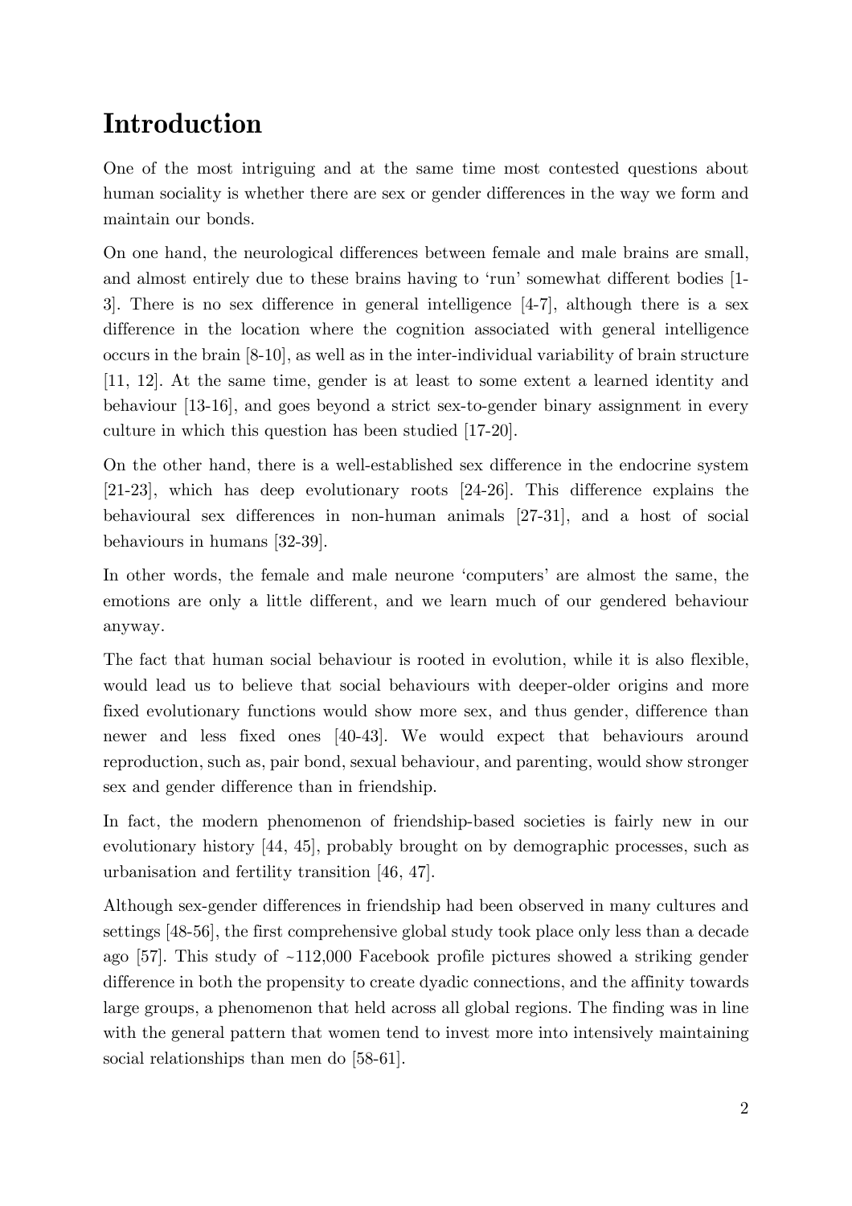# Introduction

One of the most intriguing and at the same time most contested questions about human sociality is whether there are sex or gender differences in the way we form and maintain our bonds.

On one hand, the neurological differences between female and male brains are small, and almost entirely due to these brains having to 'run' somewhat different bodies [1-3]. There is no sex difference in general intelligence [4-7], although there is a sex difference in the location where the cognition associated with general intelligence occurs in the brain [8-10], as well as in the inter-individual variability of brain structure [11, 12]. At the same time, gender is at least to some extent a learned identity and behaviour [13-16], and goes beyond a strict sex-to-gender binary assignment in every culture in which this question has been studied [17-20].

On the other hand, there is a well-established sex difference in the endocrine system [21-23], which has deep evolutionary roots [24-26]. This difference explains the behavioural sex differences in non-human animals [27-31], and a host of social behaviours in humans [32-39].

In other words, the female and male neurone 'computers' are almost the same, the emotions are only a little different, and we learn much of our gendered behaviour anyway.

The fact that human social behaviour is rooted in evolution, while it is also flexible, would lead us to believe that social behaviours with deeper-older origins and more fixed evolutionary functions would show more sex, and thus gender, difference than newer and less fixed ones [40-43]. We would expect that behaviours around reproduction, such as, pair bond, sexual behaviour, and parenting, would show stronger sex and gender difference than in friendship.

In fact, the modern phenomenon of friendship-based societies is fairly new in our evolutionary history [44, 45], probably brought on by demographic processes, such as urbanisation and fertility transition [46, 47].

Although sex-gender differences in friendship had been observed in many cultures and settings [48-56], the first comprehensive global study took place only less than a decade ago [57]. This study of ~112,000 Facebook profile pictures showed a striking gender difference in both the propensity to create dyadic connections, and the affinity towards large groups, a phenomenon that held across all global regions. The finding was in line with the general pattern that women tend to invest more into intensively maintaining social relationships than men do [58-61].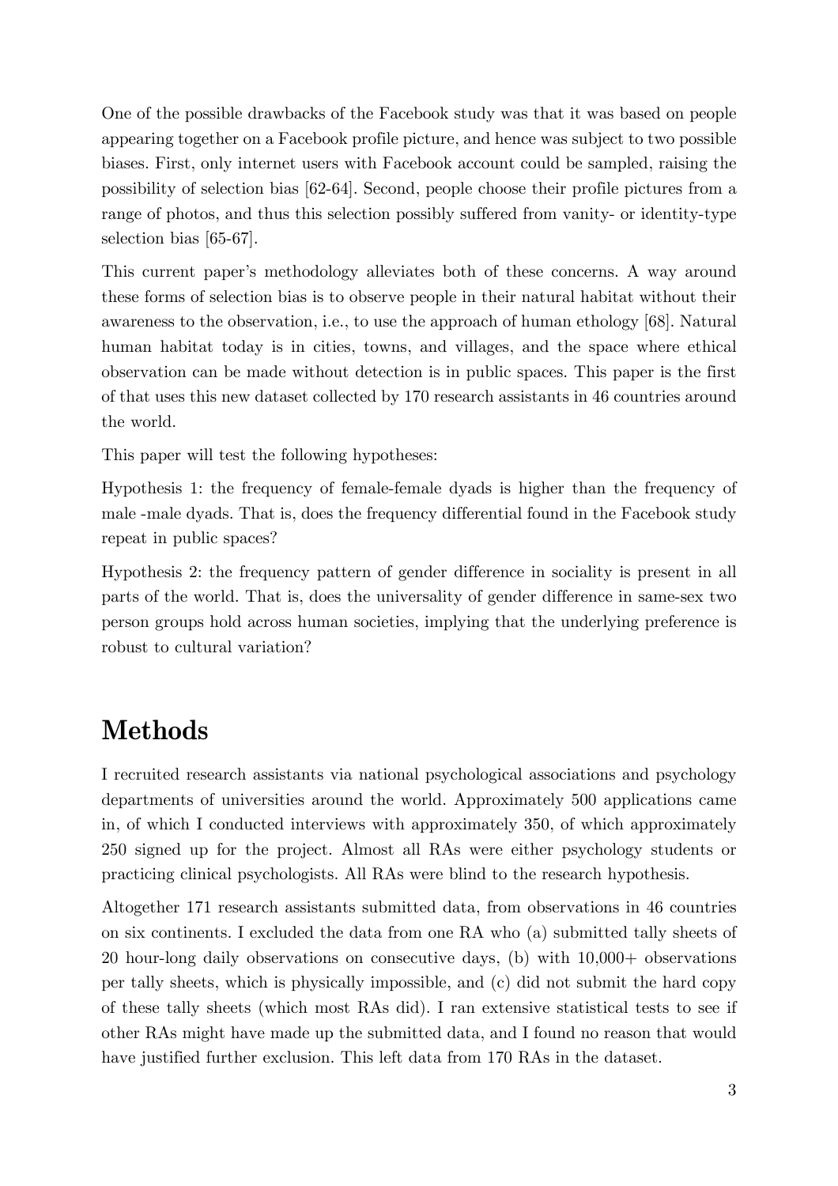One of the possible drawbacks of the Facebook study was that it was based on people appearing together on a Facebook profile picture, and hence was subject to two possible biases. First, only internet users with Facebook account could be sampled, raising the possibility of selection bias [62-64]. Second, people choose their profile pictures from a range of photos, and thus this selection possibly suffered from vanity- or identity-type selection bias [65-67].

This current paper's methodology alleviates both of these concerns. A way around these forms of selection bias is to observe people in their natural habitat without their awareness to the observation, i.e., to use the approach of human ethology [68]. Natural human habitat today is in cities, towns, and villages, and the space where ethical observation can be made without detection is in public spaces. This paper is the first of that uses this new dataset collected by 170 research assistants in 46 countries around the world.

This paper will test the following hypotheses:

Hypothesis 1: the frequency of female-female dyads is higher than the frequency of male -male dyads. That is, does the frequency differential found in the Facebook study repeat in public spaces?

Hypothesis 2: the frequency pattern of gender difference in sociality is present in all parts of the world. That is, does the universality of gender difference in same-sex two person groups hold across human societies, implying that the underlying preference is robust to cultural variation?

# Methods

I recruited research assistants via national psychological associations and psychology departments of universities around the world. Approximately 500 applications came in, of which I conducted interviews with approximately 350, of which approximately 250 signed up for the project. Almost all RAs were either psychology students or practicing clinical psychologists. All RAs were blind to the research hypothesis.

Altogether 171 research assistants submitted data, from observations in 46 countries on six continents. I excluded the data from one RA who (a) submitted tally sheets of 20 hour-long daily observations on consecutive days, (b) with 10,000+ observations per tally sheets, which is physically impossible, and (c) did not submit the hard copy of these tally sheets (which most RAs did). I ran extensive statistical tests to see if other RAs might have made up the submitted data, and I found no reason that would have justified further exclusion. This left data from 170 RAs in the dataset.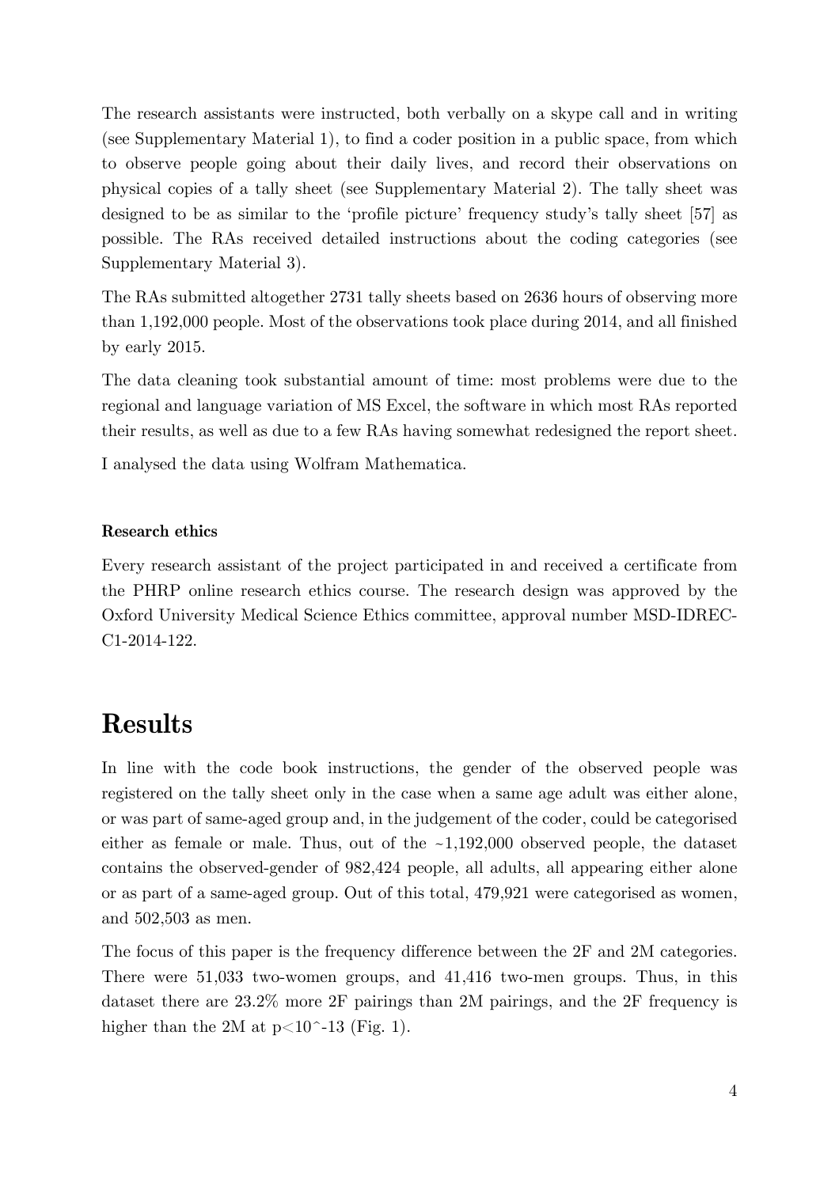The research assistants were instructed, both verbally on a skype call and in writing (see Supplementary Material 1), to find a coder position in a public space, from which to observe people going about their daily lives, and record their observations on physical copies of a tally sheet (see Supplementary Material 2). The tally sheet was designed to be as similar to the 'profile picture' frequency study's tally sheet [57] as possible. The RAs received detailed instructions about the coding categories (see Supplementary Material 3).

The RAs submitted altogether 2731 tally sheets based on 2636 hours of observing more than 1,192,000 people. Most of the observations took place during 2014, and all finished by early 2015.

The data cleaning took substantial amount of time: most problems were due to the regional and language variation of MS Excel, the software in which most RAs reported their results, as well as due to a few RAs having somewhat redesigned the report sheet.

I analysed the data using Wolfram Mathematica.

**Research ethics**

Every research assistant of the project participated in and received a certificate from the PHRP online research ethics course. The research design was approved by the Oxford University Medical Science Ethics committee, approval number MSD-IDREC-C1-2014-122.

# Results

In line with the code book instructions, the gender of the observed people was registered on the tally sheet only in the case when a same age adult was either alone, or was part of same-aged group and, in the judgement of the coder, could be categorised either as female or male. Thus, out of the ~1,192,000 observed people, the dataset contains the observed-gender of 982,424 people, all adults, all appearing either alone or as part of a same-aged group. Out of this total, 479,921 were categorised as women, and 502,503 as men.

The focus of this paper is the frequency difference between the 2F and 2M categories. There were 51,033 two-women groups, and 41,416 two-men groups. Thus, in this dataset there are 23.2% more 2F pairings than 2M pairings, and the 2F frequency is higher than the 2M at p<10^-13 (Fig. 1).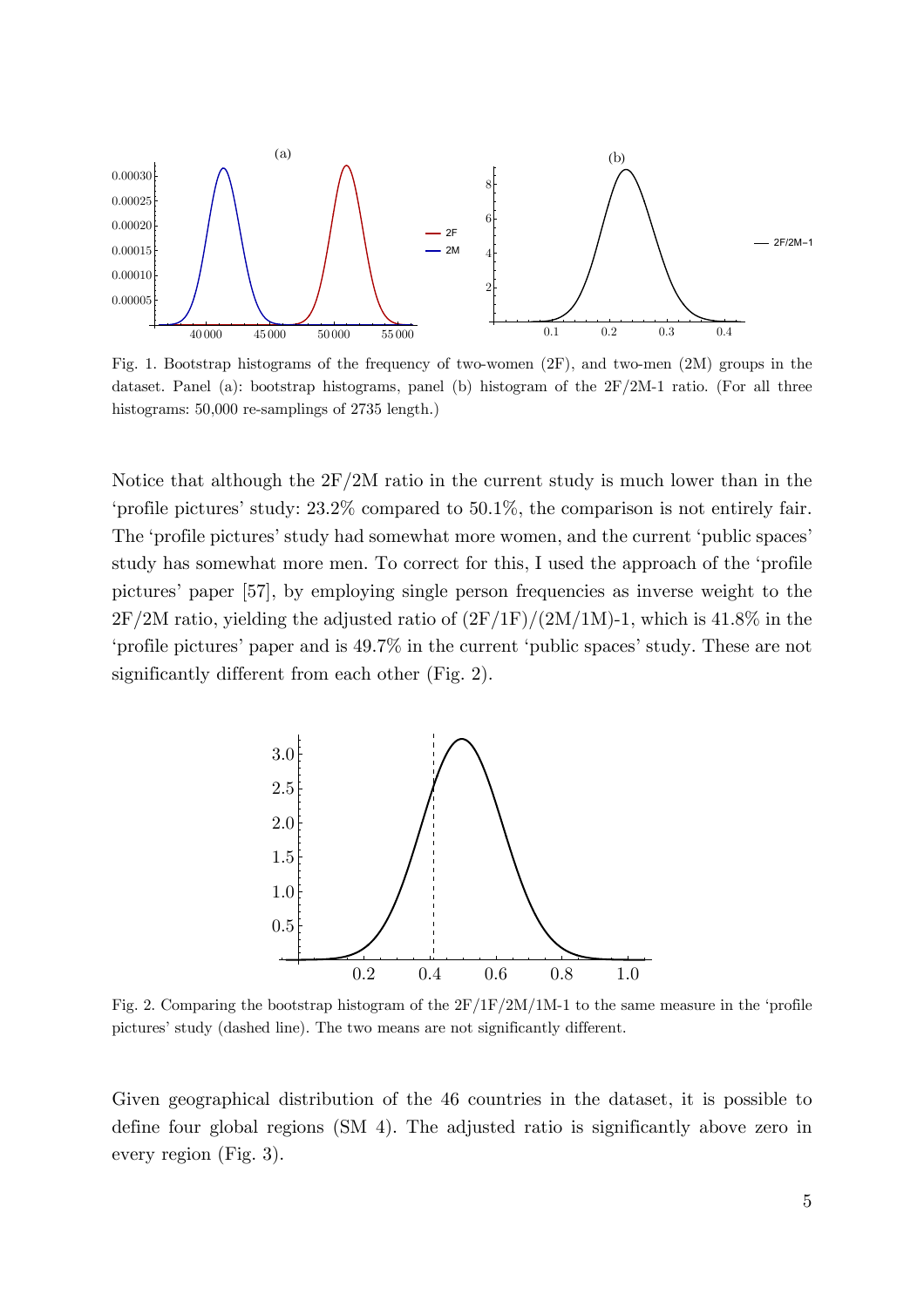Fig. 1. Bootstrap histograms of the frequency of two-women (2F), and two-men (2M) groups in the dataset. Panel (a): bootstrap histograms, panel (b) histogram of the 2F/2M-1 ratio. (For all three histograms: 50,000 re-samplings of 2735 length.)

Notice that although the 2F/2M ratio in the current study is much lower than in the 'profile pictures' study: 23.2% compared to 50.1%, the comparison is not entirely fair. The 'profile pictures' study had somewhat more women, and the current 'public spaces' study has somewhat more men. To correct for this, I used the approach of the 'profile pictures' paper [57], by employing single person frequencies as inverse weight to the 2F/2M ratio, yielding the adjusted ratio of (2F/1F)/(2M/1M)-1, which is 41.8% in the 'profile pictures' paper and is 49.7% in the current 'public spaces' study. These are not significantly different from each other (Fig. 2).

Fig. 2. Comparing the bootstrap histogram of the 2F/1F/2M/1M-1 to the same measure in the 'profile pictures' study (dashed line). The two means are not significantly different.

Given geographical distribution of the 46 countries in the dataset, it is possible to define four global regions (SM 4). The adjusted ratio is significantly above zero in every region (Fig. 3).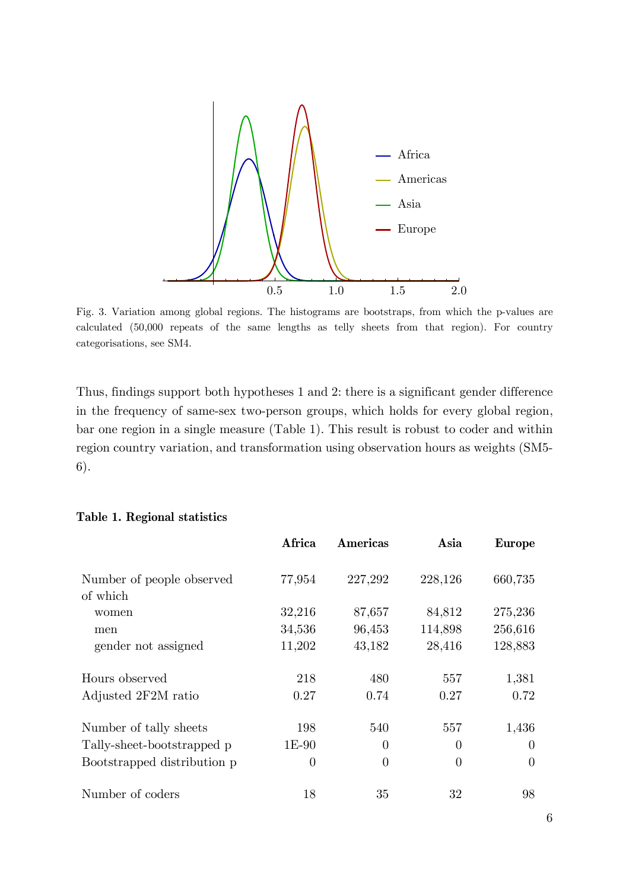Fig. 3. Variation among global regions. The histograms are bootstraps, from which the p-values are calculated (50,000 repeats of the same lengths as telly sheets from that region). For country categorisations, see SM4.

Thus, findings support both hypotheses 1 and 2: there is a significant gender difference in the frequency of same-sex two-person groups, which holds for every global region, bar one region in a single measure (Table 1). This result is robust to coder and within region country variation, and transformation using observation hours as weights (SM5-6).

**Table 1. Regional statistics**

| | Africa | Americas | Asia | Europe |
|---|---|---|---|---|
| Number of people observed of which | 77,954 | 227,292 | 228,126 | 660,735 |
| women | 32,216 | 87,657 | 84,812 | 275,236 |
| men | 34,536 | 96,453 | 114,898 | 256,616 |
| gender not assigned | 11,202 | 43,182 | 28,416 | 128,883 |
| Hours observed | 218 | 480 | 557 | 1,381 |
| Adjusted 2F2M ratio | 0.27 | 0.74 | 0.27 | 0.72 |
| Number of tally sheets | 198 | 540 | 557 | 1,436 |
| Tally-sheet-bootstrapped p | 1E-90 | 0 | 0 | 0 |
| Bootstrapped distribution p | 0 | 0 | 0 | 0 |
| Number of coders | 18 | 35 | 32 | 98 |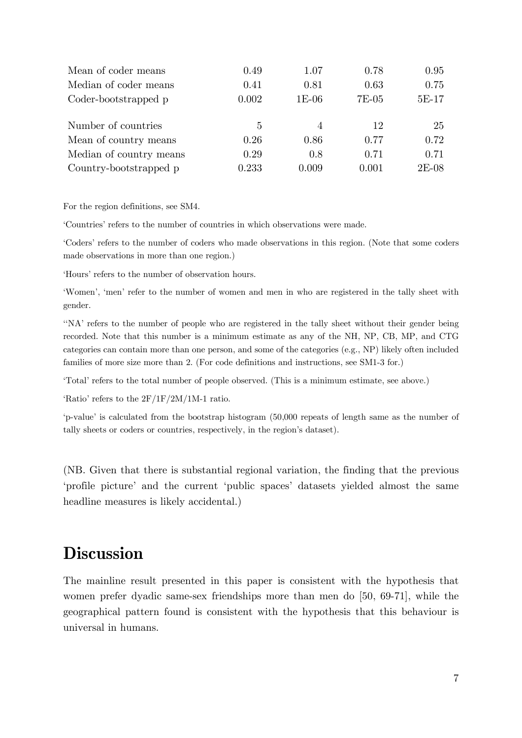|  |  |  |  |  |
|---|---|---|---|---|
| Mean of coder means | 0.49 | 1.07 | 0.78 | 0.95 |
| Median of coder means | 0.41 | 0.81 | 0.63 | 0.75 |
| Coder-bootstrapped p | 0.002 | 1E-06 | 7E-05 | 5E-17 |
|  |  |  |  |  |
| Number of countries | 5 | 4 | 12 | 25 |
| Mean of country means | 0.26 | 0.86 | 0.77 | 0.72 |
| Median of country means | 0.29 | 0.8 | 0.71 | 0.71 |
| Country-bootstrapped p | 0.233 | 0.009 | 0.001 | 2E-08 |

For the region definitions, see SM4.

'Countries' refers to the number of countries in which observations were made.

'Coders' refers to the number of coders who made observations in this region. (Note that some coders made observations in more than one region.)

'Hours' refers to the number of observation hours.

'Women', 'men' refer to the number of women and men in who are registered in the tally sheet with gender.

''NA' refers to the number of people who are registered in the tally sheet without their gender being recorded. Note that this number is a minimum estimate as any of the NH, NP, CB, MP, and CTG categories can contain more than one person, and some of the categories (e.g., NP) likely often included families of more size more than 2. (For code definitions and instructions, see SM1-3 for.)

'Total' refers to the total number of people observed. (This is a minimum estimate, see above.)

'Ratio' refers to the 2F/1F/2M/1M-1 ratio.

'p-value' is calculated from the bootstrap histogram (50,000 repeats of length same as the number of tally sheets or coders or countries, respectively, in the region's dataset).

(NB. Given that there is substantial regional variation, the finding that the previous 'profile picture' and the current 'public spaces' datasets yielded almost the same headline measures is likely accidental.)

# Discussion

The mainline result presented in this paper is consistent with the hypothesis that women prefer dyadic same-sex friendships more than men do [50, 69-71], while the geographical pattern found is consistent with the hypothesis that this behaviour is universal in humans.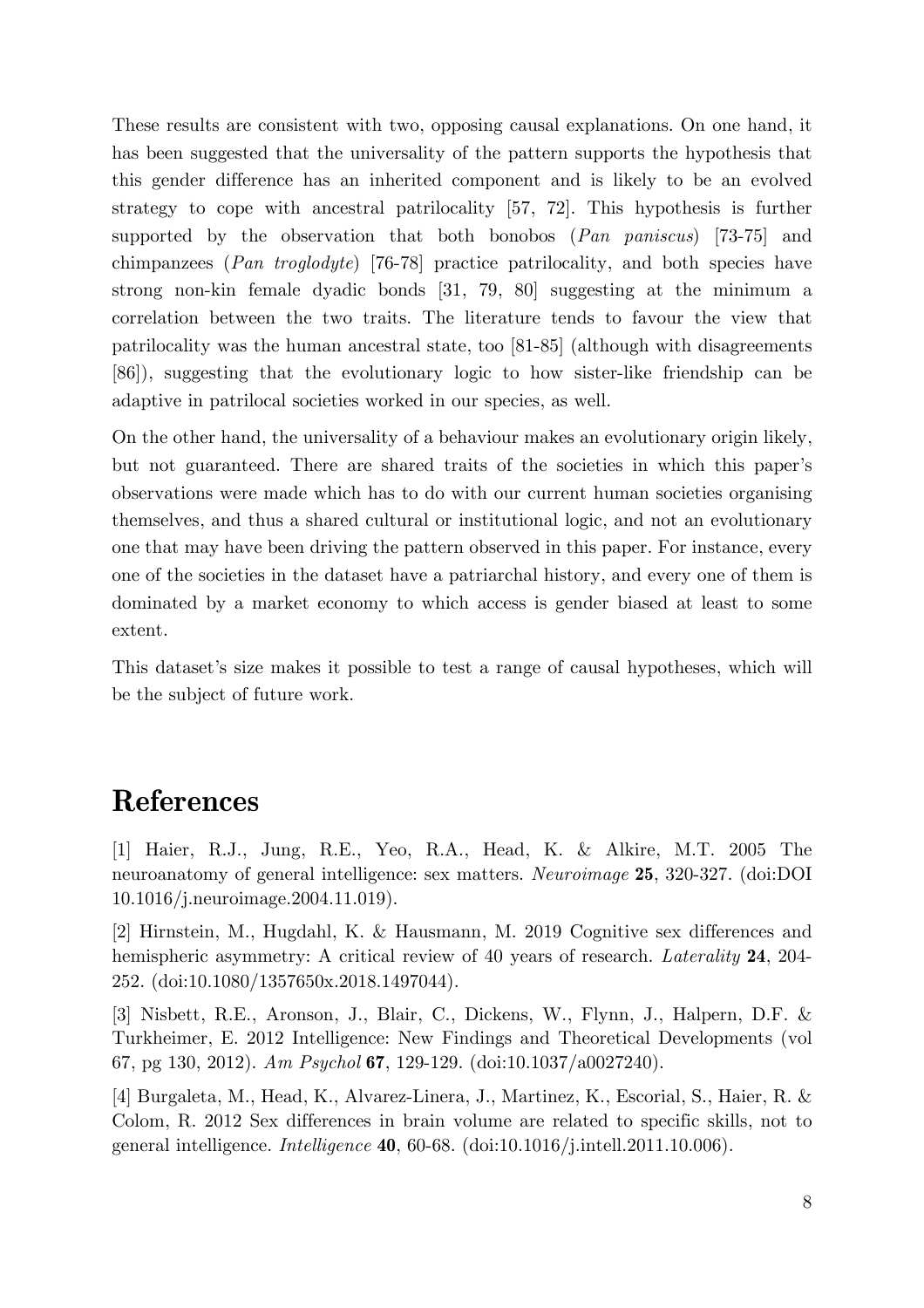These results are consistent with two, opposing causal explanations. On one hand, it has been suggested that the universality of the pattern supports the hypothesis that this gender difference has an inherited component and is likely to be an evolved strategy to cope with ancestral patrilocality [57, 72]. This hypothesis is further supported by the observation that both bonobos (*Pan paniscus*) [73-75] and chimpanzees (*Pan troglodyte*) [76-78] practice patrilocality, and both species have strong non-kin female dyadic bonds [31, 79, 80] suggesting at the minimum a correlation between the two traits. The literature tends to favour the view that patrilocality was the human ancestral state, too [81-85] (although with disagreements [86]), suggesting that the evolutionary logic to how sister-like friendship can be adaptive in patrilocal societies worked in our species, as well.

On the other hand, the universality of a behaviour makes an evolutionary origin likely, but not guaranteed. There are shared traits of the societies in which this paper's observations were made which has to do with our current human societies organising themselves, and thus a shared cultural or institutional logic, and not an evolutionary one that may have been driving the pattern observed in this paper. For instance, every one of the societies in the dataset have a patriarchal history, and every one of them is dominated by a market economy to which access is gender biased at least to some extent.

This dataset's size makes it possible to test a range of causal hypotheses, which will be the subject of future work.

# References

[1] Haier, R.J., Jung, R.E., Yeo, R.A., Head, K. & Alkire, M.T. 2005 The neuroanatomy of general intelligence: sex matters. *Neuroimage* **25**, 320-327. (doi:DOI 10.1016/j.neuroimage.2004.11.019).

[2] Hirnstein, M., Hugdahl, K. & Hausmann, M. 2019 Cognitive sex differences and hemispheric asymmetry: A critical review of 40 years of research. *Laterality* **24**, 204-252. (doi:10.1080/1357650x.2018.1497044).

[3] Nisbett, R.E., Aronson, J., Blair, C., Dickens, W., Flynn, J., Halpern, D.F. & Turkheimer, E. 2012 Intelligence: New Findings and Theoretical Developments (vol 67, pg 130, 2012). *Am Psychol* **67**, 129-129. (doi:10.1037/a0027240).

[4] Burgaleta, M., Head, K., Alvarez-Linera, J., Martinez, K., Escorial, S., Haier, R. & Colom, R. 2012 Sex differences in brain volume are related to specific skills, not to general intelligence. *Intelligence* **40**, 60-68. (doi:10.1016/j.intell.2011.10.006).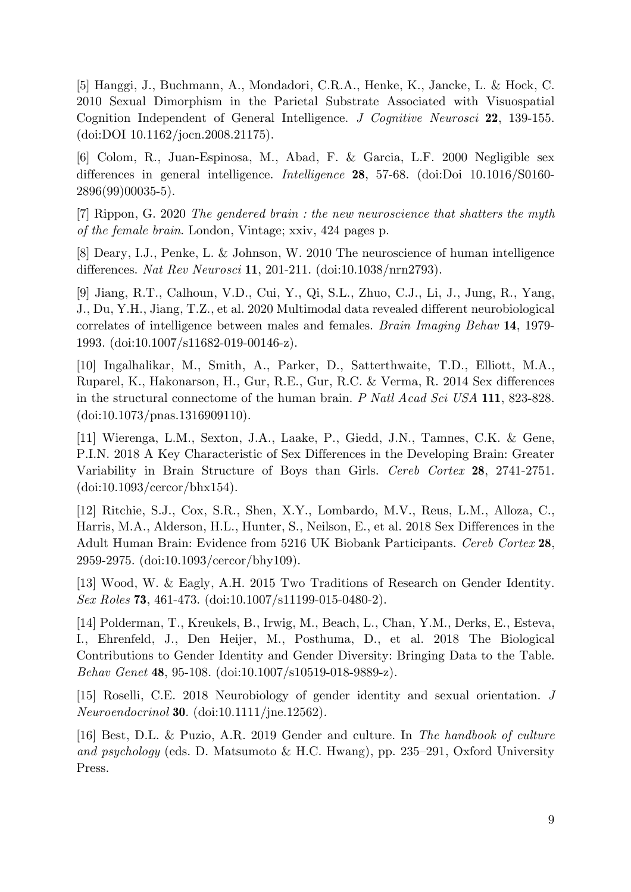[5] Hanggi, J., Buchmann, A., Mondadori, C.R.A., Henke, K., Jancke, L. & Hock, C. 2010 Sexual Dimorphism in the Parietal Substrate Associated with Visuospatial Cognition Independent of General Intelligence. *J Cognitive Neurosci* **22**, 139-155. (doi:DOI 10.1162/jocn.2008.21175).

[6] Colom, R., Juan-Espinosa, M., Abad, F. & Garcia, L.F. 2000 Negligible sex differences in general intelligence. *Intelligence* **28**, 57-68. (doi:Doi 10.1016/S0160-2896(99)00035-5).

[7] Rippon, G. 2020 *The gendered brain : the new neuroscience that shatters the myth of the female brain*. London, Vintage; xxiv, 424 pages p.

[8] Deary, I.J., Penke, L. & Johnson, W. 2010 The neuroscience of human intelligence differences. *Nat Rev Neurosci* **11**, 201-211. (doi:10.1038/nrn2793).

[9] Jiang, R.T., Calhoun, V.D., Cui, Y., Qi, S.L., Zhuo, C.J., Li, J., Jung, R., Yang, J., Du, Y.H., Jiang, T.Z., et al. 2020 Multimodal data revealed different neurobiological correlates of intelligence between males and females. *Brain Imaging Behav* **14**, 1979-1993. (doi:10.1007/s11682-019-00146-z).

[10] Ingalhalikar, M., Smith, A., Parker, D., Satterthwaite, T.D., Elliott, M.A., Ruparel, K., Hakonarson, H., Gur, R.E., Gur, R.C. & Verma, R. 2014 Sex differences in the structural connectome of the human brain. *P Natl Acad Sci USA* **111**, 823-828. (doi:10.1073/pnas.1316909110).

[11] Wierenga, L.M., Sexton, J.A., Laake, P., Giedd, J.N., Tamnes, C.K. & Gene, P.I.N. 2018 A Key Characteristic of Sex Differences in the Developing Brain: Greater Variability in Brain Structure of Boys than Girls. *Cereb Cortex* **28**, 2741-2751. (doi:10.1093/cercor/bhx154).

[12] Ritchie, S.J., Cox, S.R., Shen, X.Y., Lombardo, M.V., Reus, L.M., Alloza, C., Harris, M.A., Alderson, H.L., Hunter, S., Neilson, E., et al. 2018 Sex Differences in the Adult Human Brain: Evidence from 5216 UK Biobank Participants. *Cereb Cortex* **28**, 2959-2975. (doi:10.1093/cercor/bhy109).

[13] Wood, W. & Eagly, A.H. 2015 Two Traditions of Research on Gender Identity. *Sex Roles* **73**, 461-473. (doi:10.1007/s11199-015-0480-2).

[14] Polderman, T., Kreukels, B., Irwig, M., Beach, L., Chan, Y.M., Derks, E., Esteva, I., Ehrenfeld, J., Den Heijer, M., Posthuma, D., et al. 2018 The Biological Contributions to Gender Identity and Gender Diversity: Bringing Data to the Table. *Behav Genet* **48**, 95-108. (doi:10.1007/s10519-018-9889-z).

[15] Roselli, C.E. 2018 Neurobiology of gender identity and sexual orientation. *J Neuroendocrinol* **30**. (doi:10.1111/jne.12562).

[16] Best, D.L. & Puzio, A.R. 2019 Gender and culture. In *The handbook of culture and psychology* (eds. D. Matsumoto & H.C. Hwang), pp. 235–291, Oxford University Press.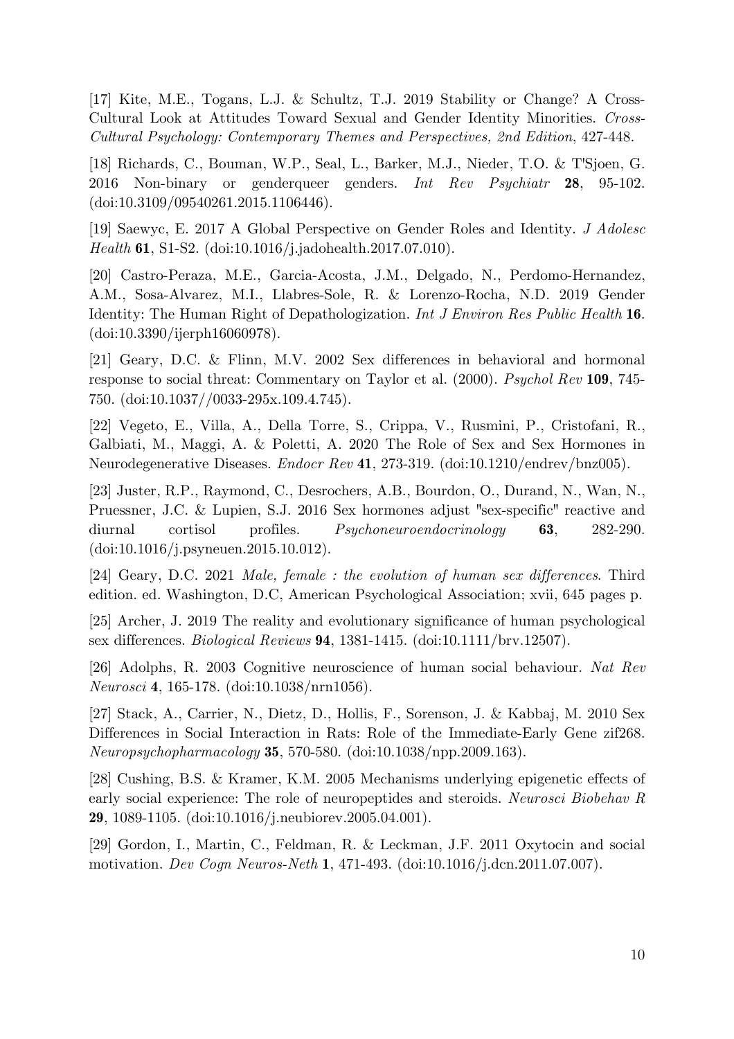[17] Kite, M.E., Togans, L.J. & Schultz, T.J. 2019 Stability or Change? A Cross-Cultural Look at Attitudes Toward Sexual and Gender Identity Minorities. *Cross-Cultural Psychology: Contemporary Themes and Perspectives, 2nd Edition*, 427-448.

[18] Richards, C., Bouman, W.P., Seal, L., Barker, M.J., Nieder, T.O. & T'Sjoen, G. 2016 Non-binary or genderqueer genders. *Int Rev Psychiatr* **28**, 95-102. (doi:10.3109/09540261.2015.1106446).

[19] Saewyc, E. 2017 A Global Perspective on Gender Roles and Identity. *J Adolesc Health* **61**, S1-S2. (doi:10.1016/j.jadohealth.2017.07.010).

[20] Castro-Peraza, M.E., Garcia-Acosta, J.M., Delgado, N., Perdomo-Hernandez, A.M., Sosa-Alvarez, M.I., Llabres-Sole, R. & Lorenzo-Rocha, N.D. 2019 Gender Identity: The Human Right of Depathologization. *Int J Environ Res Public Health* **16**. (doi:10.3390/ijerph16060978).

[21] Geary, D.C. & Flinn, M.V. 2002 Sex differences in behavioral and hormonal response to social threat: Commentary on Taylor et al. (2000). *Psychol Rev* **109**, 745-750. (doi:10.1037//0033-295x.109.4.745).

[22] Vegeto, E., Villa, A., Della Torre, S., Crippa, V., Rusmini, P., Cristofani, R., Galbiati, M., Maggi, A. & Poletti, A. 2020 The Role of Sex and Sex Hormones in Neurodegenerative Diseases. *Endocr Rev* **41**, 273-319. (doi:10.1210/endrev/bnz005).

[23] Juster, R.P., Raymond, C., Desrochers, A.B., Bourdon, O., Durand, N., Wan, N., Pruessner, J.C. & Lupien, S.J. 2016 Sex hormones adjust "sex-specific" reactive and diurnal cortisol profiles. *Psychoneuroendocrinology* **63**, 282-290. (doi:10.1016/j.psyneuen.2015.10.012).

[24] Geary, D.C. 2021 *Male, female : the evolution of human sex differences*. Third edition. ed. Washington, D.C, American Psychological Association; xvii, 645 pages p.

[25] Archer, J. 2019 The reality and evolutionary significance of human psychological sex differences. *Biological Reviews* **94**, 1381-1415. (doi:10.1111/brv.12507).

[26] Adolphs, R. 2003 Cognitive neuroscience of human social behaviour. *Nat Rev Neurosci* **4**, 165-178. (doi:10.1038/nrn1056).

[27] Stack, A., Carrier, N., Dietz, D., Hollis, F., Sorenson, J. & Kabbaj, M. 2010 Sex Differences in Social Interaction in Rats: Role of the Immediate-Early Gene zif268. *Neuropsychopharmacology* **35**, 570-580. (doi:10.1038/npp.2009.163).

[28] Cushing, B.S. & Kramer, K.M. 2005 Mechanisms underlying epigenetic effects of early social experience: The role of neuropeptides and steroids. *Neurosci Biobehav R* **29**, 1089-1105. (doi:10.1016/j.neubiorev.2005.04.001).

[29] Gordon, I., Martin, C., Feldman, R. & Leckman, J.F. 2011 Oxytocin and social motivation. *Dev Cogn Neuros-Neth* **1**, 471-493. (doi:10.1016/j.dcn.2011.07.007).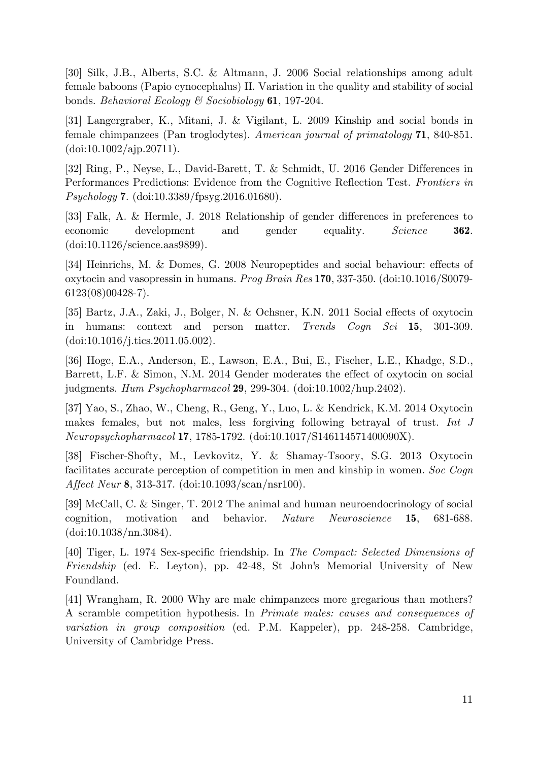[30] Silk, J.B., Alberts, S.C. & Altmann, J. 2006 Social relationships among adult female baboons (Papio cynocephalus) II. Variation in the quality and stability of social bonds. *Behavioral Ecology & Sociobiology* **61**, 197-204.

[31] Langergraber, K., Mitani, J. & Vigilant, L. 2009 Kinship and social bonds in female chimpanzees (Pan troglodytes). *American journal of primatology* **71**, 840-851. (doi:10.1002/ajp.20711).

[32] Ring, P., Neyse, L., David-Barett, T. & Schmidt, U. 2016 Gender Differences in Performances Predictions: Evidence from the Cognitive Reflection Test. *Frontiers in Psychology* **7**. (doi:10.3389/fpsyg.2016.01680).

[33] Falk, A. & Hermle, J. 2018 Relationship of gender differences in preferences to economic development and gender equality. *Science* **362**. (doi:10.1126/science.aas9899).

[34] Heinrichs, M. & Domes, G. 2008 Neuropeptides and social behaviour: effects of oxytocin and vasopressin in humans. *Prog Brain Res* **170**, 337-350. (doi:10.1016/S0079-6123(08)00428-7).

[35] Bartz, J.A., Zaki, J., Bolger, N. & Ochsner, K.N. 2011 Social effects of oxytocin in humans: context and person matter. *Trends Cogn Sci* **15**, 301-309. (doi:10.1016/j.tics.2011.05.002).

[36] Hoge, E.A., Anderson, E., Lawson, E.A., Bui, E., Fischer, L.E., Khadge, S.D., Barrett, L.F. & Simon, N.M. 2014 Gender moderates the effect of oxytocin on social judgments. *Hum Psychopharmacol* **29**, 299-304. (doi:10.1002/hup.2402).

[37] Yao, S., Zhao, W., Cheng, R., Geng, Y., Luo, L. & Kendrick, K.M. 2014 Oxytocin makes females, but not males, less forgiving following betrayal of trust. *Int J Neuropsychopharmacol* **17**, 1785-1792. (doi:10.1017/S146114571400090X).

[38] Fischer-Shofty, M., Levkovitz, Y. & Shamay-Tsoory, S.G. 2013 Oxytocin facilitates accurate perception of competition in men and kinship in women. *Soc Cogn Affect Neur* **8**, 313-317. (doi:10.1093/scan/nsr100).

[39] McCall, C. & Singer, T. 2012 The animal and human neuroendocrinology of social cognition, motivation and behavior. *Nature Neuroscience* **15**, 681-688. (doi:10.1038/nn.3084).

[40] Tiger, L. 1974 Sex-specific friendship. In *The Compact: Selected Dimensions of Friendship* (ed. E. Leyton), pp. 42-48, St John's Memorial University of New Foundland.

[41] Wrangham, R. 2000 Why are male chimpanzees more gregarious than mothers? A scramble competition hypothesis. In *Primate males: causes and consequences of variation in group composition* (ed. P.M. Kappeler), pp. 248-258. Cambridge, University of Cambridge Press.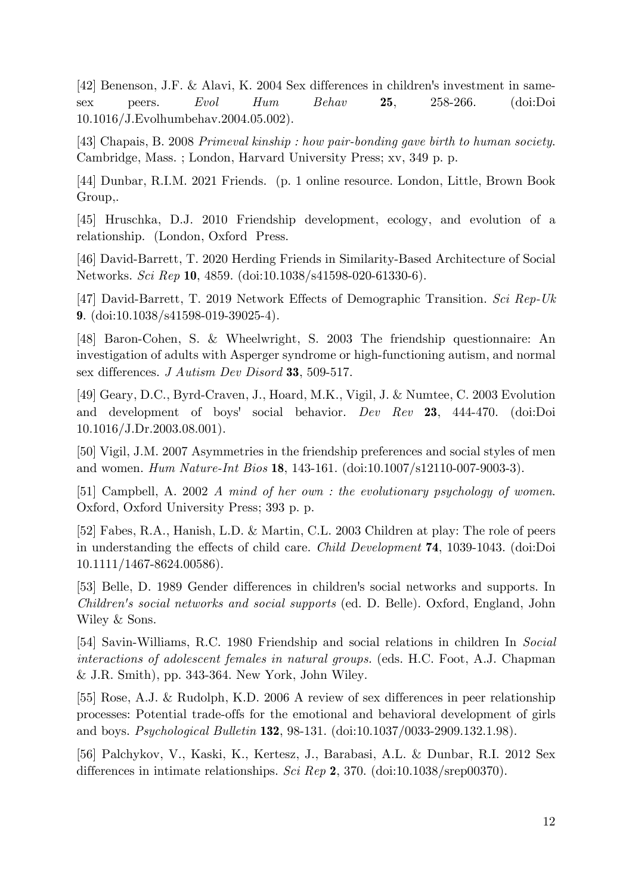[42] Benenson, J.F. & Alavi, K. 2004 Sex differences in children's investment in same-sex peers. *Evol Hum Behav* **25**, 258-266. (doi:Doi 10.1016/J.Evolhumbehav.2004.05.002).

[43] Chapais, B. 2008 *Primeval kinship : how pair-bonding gave birth to human society*. Cambridge, Mass. ; London, Harvard University Press; xv, 349 p. p.

[44] Dunbar, R.I.M. 2021 Friends. (p. 1 online resource. London, Little, Brown Book Group,.

[45] Hruschka, D.J. 2010 Friendship development, ecology, and evolution of a relationship. (London, Oxford Press.

[46] David-Barrett, T. 2020 Herding Friends in Similarity-Based Architecture of Social Networks. *Sci Rep* **10**, 4859. (doi:10.1038/s41598-020-61330-6).

[47] David-Barrett, T. 2019 Network Effects of Demographic Transition. *Sci Rep-Uk* **9**. (doi:10.1038/s41598-019-39025-4).

[48] Baron-Cohen, S. & Wheelwright, S. 2003 The friendship questionnaire: An investigation of adults with Asperger syndrome or high-functioning autism, and normal sex differences. *J Autism Dev Disord* **33**, 509-517.

[49] Geary, D.C., Byrd-Craven, J., Hoard, M.K., Vigil, J. & Numtee, C. 2003 Evolution and development of boys' social behavior. *Dev Rev* **23**, 444-470. (doi:Doi 10.1016/J.Dr.2003.08.001).

[50] Vigil, J.M. 2007 Asymmetries in the friendship preferences and social styles of men and women. *Hum Nature-Int Bios* **18**, 143-161. (doi:10.1007/s12110-007-9003-3).

[51] Campbell, A. 2002 *A mind of her own : the evolutionary psychology of women*. Oxford, Oxford University Press; 393 p. p.

[52] Fabes, R.A., Hanish, L.D. & Martin, C.L. 2003 Children at play: The role of peers in understanding the effects of child care. *Child Development* **74**, 1039-1043. (doi:Doi 10.1111/1467-8624.00586).

[53] Belle, D. 1989 Gender differences in children's social networks and supports. In *Children's social networks and social supports* (ed. D. Belle). Oxford, England, John Wiley & Sons.

[54] Savin-Williams, R.C. 1980 Friendship and social relations in children In *Social interactions of adolescent females in natural groups.* (eds. H.C. Foot, A.J. Chapman & J.R. Smith), pp. 343-364. New York, John Wiley.

[55] Rose, A.J. & Rudolph, K.D. 2006 A review of sex differences in peer relationship processes: Potential trade-offs for the emotional and behavioral development of girls and boys. *Psychological Bulletin* **132**, 98-131. (doi:10.1037/0033-2909.132.1.98).

[56] Palchykov, V., Kaski, K., Kertesz, J., Barabasi, A.L. & Dunbar, R.I. 2012 Sex differences in intimate relationships. *Sci Rep* **2**, 370. (doi:10.1038/srep00370).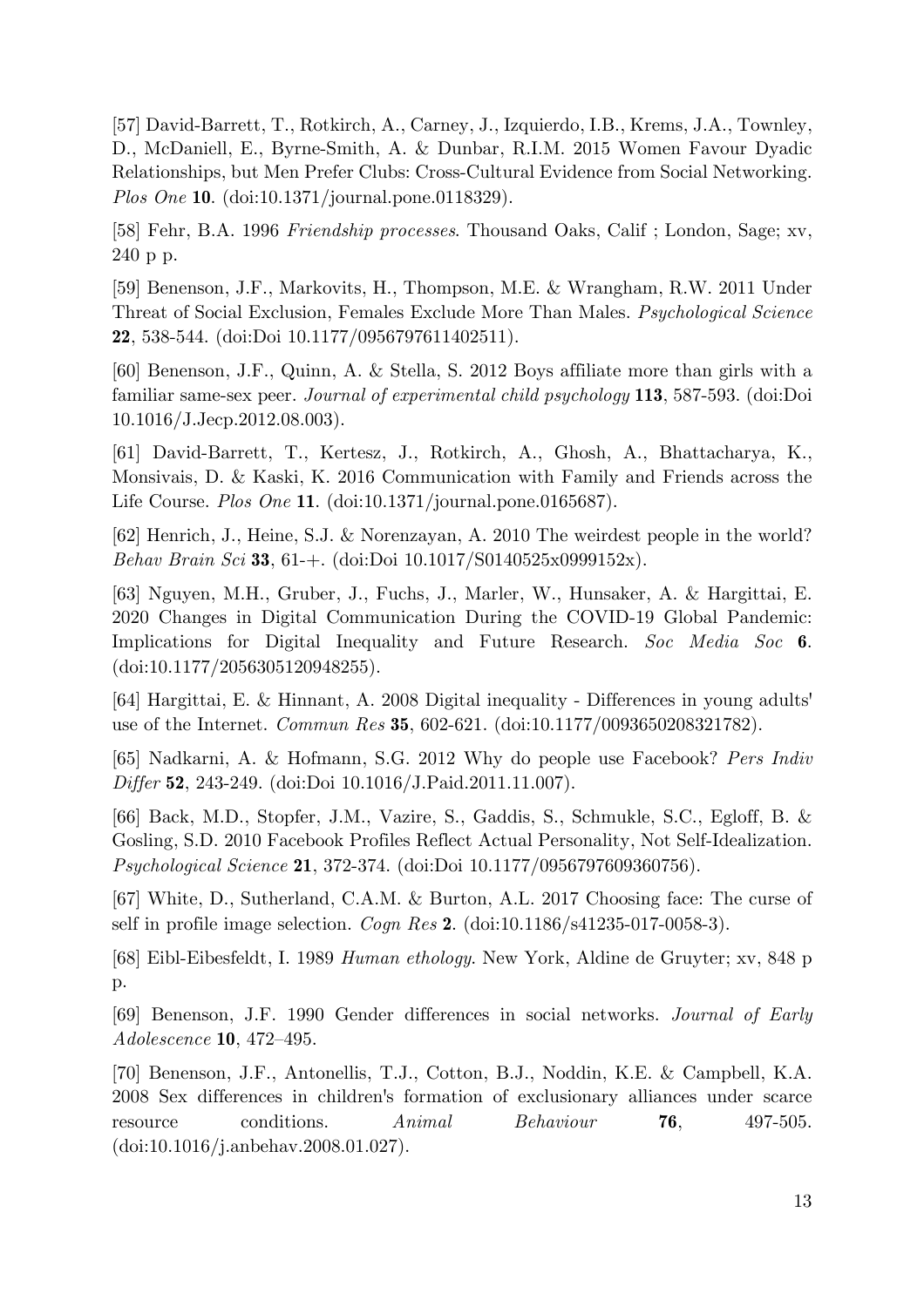[57] David-Barrett, T., Rotkirch, A., Carney, J., Izquierdo, I.B., Krems, J.A., Townley, D., McDaniell, E., Byrne-Smith, A. & Dunbar, R.I.M. 2015 Women Favour Dyadic Relationships, but Men Prefer Clubs: Cross-Cultural Evidence from Social Networking. *Plos One* **10**. (doi:10.1371/journal.pone.0118329).

[58] Fehr, B.A. 1996 *Friendship processes*. Thousand Oaks, Calif ; London, Sage; xv, 240 p p.

[59] Benenson, J.F., Markovits, H., Thompson, M.E. & Wrangham, R.W. 2011 Under Threat of Social Exclusion, Females Exclude More Than Males. *Psychological Science* **22**, 538-544. (doi:Doi 10.1177/0956797611402511).

[60] Benenson, J.F., Quinn, A. & Stella, S. 2012 Boys affiliate more than girls with a familiar same-sex peer. *Journal of experimental child psychology* **113**, 587-593. (doi:Doi 10.1016/J.Jecp.2012.08.003).

[61] David-Barrett, T., Kertesz, J., Rotkirch, A., Ghosh, A., Bhattacharya, K., Monsivais, D. & Kaski, K. 2016 Communication with Family and Friends across the Life Course. *Plos One* **11**. (doi:10.1371/journal.pone.0165687).

[62] Henrich, J., Heine, S.J. & Norenzayan, A. 2010 The weirdest people in the world? *Behav Brain Sci* **33**, 61-+. (doi:Doi 10.1017/S0140525x0999152x).

[63] Nguyen, M.H., Gruber, J., Fuchs, J., Marler, W., Hunsaker, A. & Hargittai, E. 2020 Changes in Digital Communication During the COVID-19 Global Pandemic: Implications for Digital Inequality and Future Research. *Soc Media Soc* **6**. (doi:10.1177/2056305120948255).

[64] Hargittai, E. & Hinnant, A. 2008 Digital inequality - Differences in young adults' use of the Internet. *Commun Res* **35**, 602-621. (doi:10.1177/0093650208321782).

[65] Nadkarni, A. & Hofmann, S.G. 2012 Why do people use Facebook? *Pers Indiv Differ* **52**, 243-249. (doi:Doi 10.1016/J.Paid.2011.11.007).

[66] Back, M.D., Stopfer, J.M., Vazire, S., Gaddis, S., Schmukle, S.C., Egloff, B. & Gosling, S.D. 2010 Facebook Profiles Reflect Actual Personality, Not Self-Idealization. *Psychological Science* **21**, 372-374. (doi:Doi 10.1177/0956797609360756).

[67] White, D., Sutherland, C.A.M. & Burton, A.L. 2017 Choosing face: The curse of self in profile image selection. *Cogn Res* **2**. (doi:10.1186/s41235-017-0058-3).

[68] Eibl-Eibesfeldt, I. 1989 *Human ethology*. New York, Aldine de Gruyter; xv, 848 p p.

[69] Benenson, J.F. 1990 Gender differences in social networks. *Journal of Early Adolescence* **10**, 472–495.

[70] Benenson, J.F., Antonellis, T.J., Cotton, B.J., Noddin, K.E. & Campbell, K.A. 2008 Sex differences in children's formation of exclusionary alliances under scarce resource conditions. *Animal Behaviour* **76**, 497-505. (doi:10.1016/j.anbehav.2008.01.027).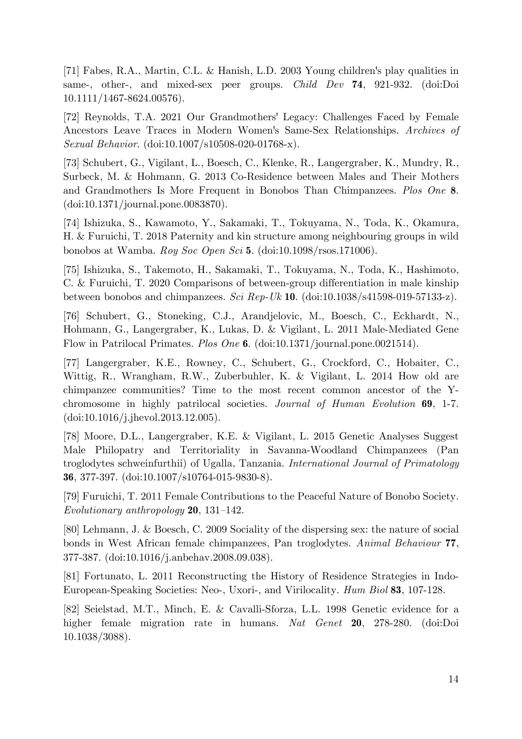[71] Fabes, R.A., Martin, C.L. & Hanish, L.D. 2003 Young children's play qualities in same-, other-, and mixed-sex peer groups. *Child Dev* **74**, 921-932. (doi:Doi 10.1111/1467-8624.00576).

[72] Reynolds, T.A. 2021 Our Grandmothers' Legacy: Challenges Faced by Female Ancestors Leave Traces in Modern Women's Same-Sex Relationships. *Archives of Sexual Behavior*. (doi:10.1007/s10508-020-01768-x).

[73] Schubert, G., Vigilant, L., Boesch, C., Klenke, R., Langergraber, K., Mundry, R., Surbeck, M. & Hohmann, G. 2013 Co-Residence between Males and Their Mothers and Grandmothers Is More Frequent in Bonobos Than Chimpanzees. *Plos One* **8**. (doi:10.1371/journal.pone.0083870).

[74] Ishizuka, S., Kawamoto, Y., Sakamaki, T., Tokuyama, N., Toda, K., Okamura, H. & Furuichi, T. 2018 Paternity and kin structure among neighbouring groups in wild bonobos at Wamba. *Roy Soc Open Sci* **5**. (doi:10.1098/rsos.171006).

[75] Ishizuka, S., Takemoto, H., Sakamaki, T., Tokuyama, N., Toda, K., Hashimoto, C. & Furuichi, T. 2020 Comparisons of between-group differentiation in male kinship between bonobos and chimpanzees. *Sci Rep-Uk* **10**. (doi:10.1038/s41598-019-57133-z).

[76] Schubert, G., Stoneking, C.J., Arandjelovic, M., Boesch, C., Eckhardt, N., Hohmann, G., Langergraber, K., Lukas, D. & Vigilant, L. 2011 Male-Mediated Gene Flow in Patrilocal Primates. *Plos One* **6**. (doi:10.1371/journal.pone.0021514).

[77] Langergraber, K.E., Rowney, C., Schubert, G., Crockford, C., Hobaiter, C., Wittig, R., Wrangham, R.W., Zuberbuhler, K. & Vigilant, L. 2014 How old are chimpanzee communities? Time to the most recent common ancestor of the Y-chromosome in highly patrilocal societies. *Journal of Human Evolution* **69**, 1-7. (doi:10.1016/j.jhevol.2013.12.005).

[78] Moore, D.L., Langergraber, K.E. & Vigilant, L. 2015 Genetic Analyses Suggest Male Philopatry and Territoriality in Savanna-Woodland Chimpanzees (Pan troglodytes schweinfurthii) of Ugalla, Tanzania. *International Journal of Primatology* **36**, 377-397. (doi:10.1007/s10764-015-9830-8).

[79] Furuichi, T. 2011 Female Contributions to the Peaceful Nature of Bonobo Society. *Evolutionary anthropology* **20**, 131–142.

[80] Lehmann, J. & Boesch, C. 2009 Sociality of the dispersing sex: the nature of social bonds in West African female chimpanzees, Pan troglodytes. *Animal Behaviour* **77**, 377-387. (doi:10.1016/j.anbehav.2008.09.038).

[81] Fortunato, L. 2011 Reconstructing the History of Residence Strategies in Indo-European-Speaking Societies: Neo-, Uxori-, and Virilocality. *Hum Biol* **83**, 107-128.

[82] Seielstad, M.T., Minch, E. & Cavalli-Sforza, L.L. 1998 Genetic evidence for a higher female migration rate in humans. *Nat Genet* **20**, 278-280. (doi:Doi 10.1038/3088).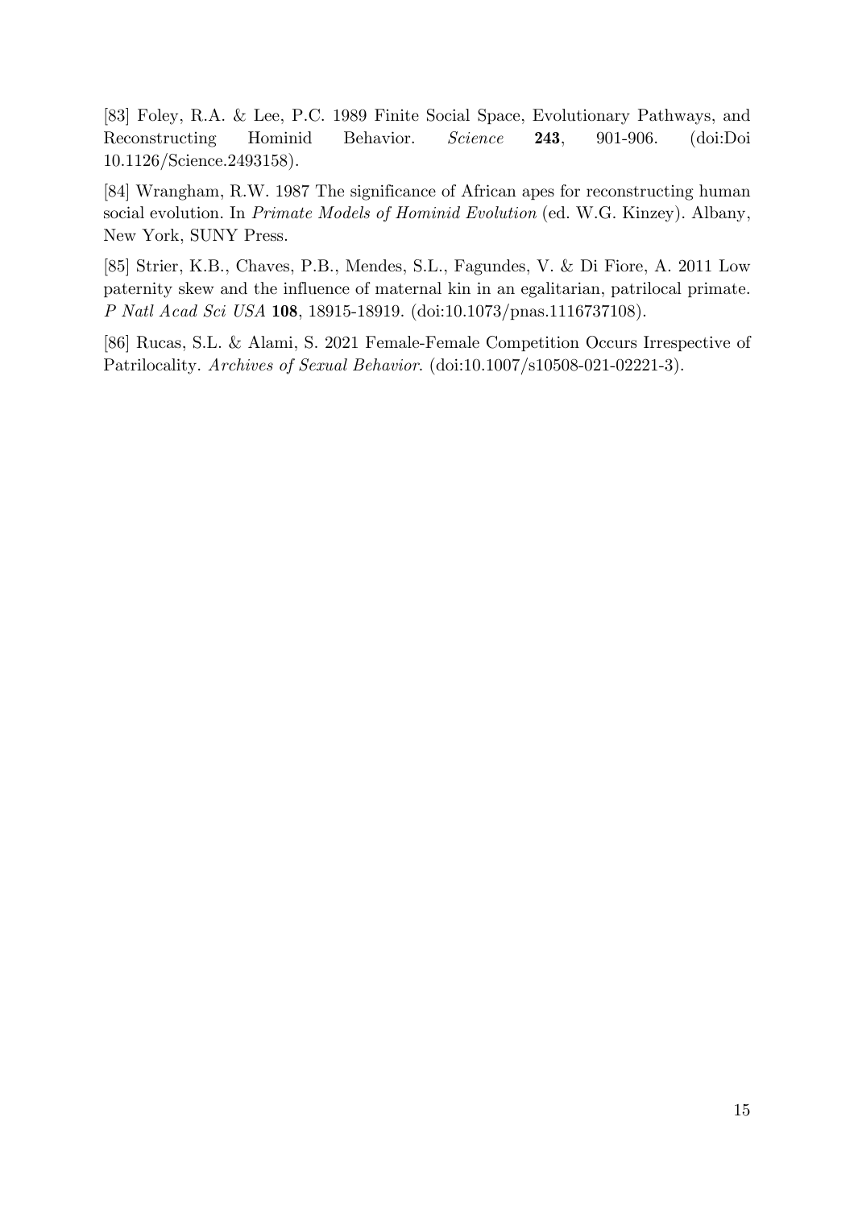[83] Foley, R.A. & Lee, P.C. 1989 Finite Social Space, Evolutionary Pathways, and Reconstructing Hominid Behavior. *Science* **243**, 901-906. (doi:Doi 10.1126/Science.2493158).

[84] Wrangham, R.W. 1987 The significance of African apes for reconstructing human social evolution. In *Primate Models of Hominid Evolution* (ed. W.G. Kinzey). Albany, New York, SUNY Press.

[85] Strier, K.B., Chaves, P.B., Mendes, S.L., Fagundes, V. & Di Fiore, A. 2011 Low paternity skew and the influence of maternal kin in an egalitarian, patrilocal primate. *P Natl Acad Sci USA* **108**, 18915-18919. (doi:10.1073/pnas.1116737108).

[86] Rucas, S.L. & Alami, S. 2021 Female-Female Competition Occurs Irrespective of Patrilocality. *Archives of Sexual Behavior*. (doi:10.1007/s10508-021-02221-3).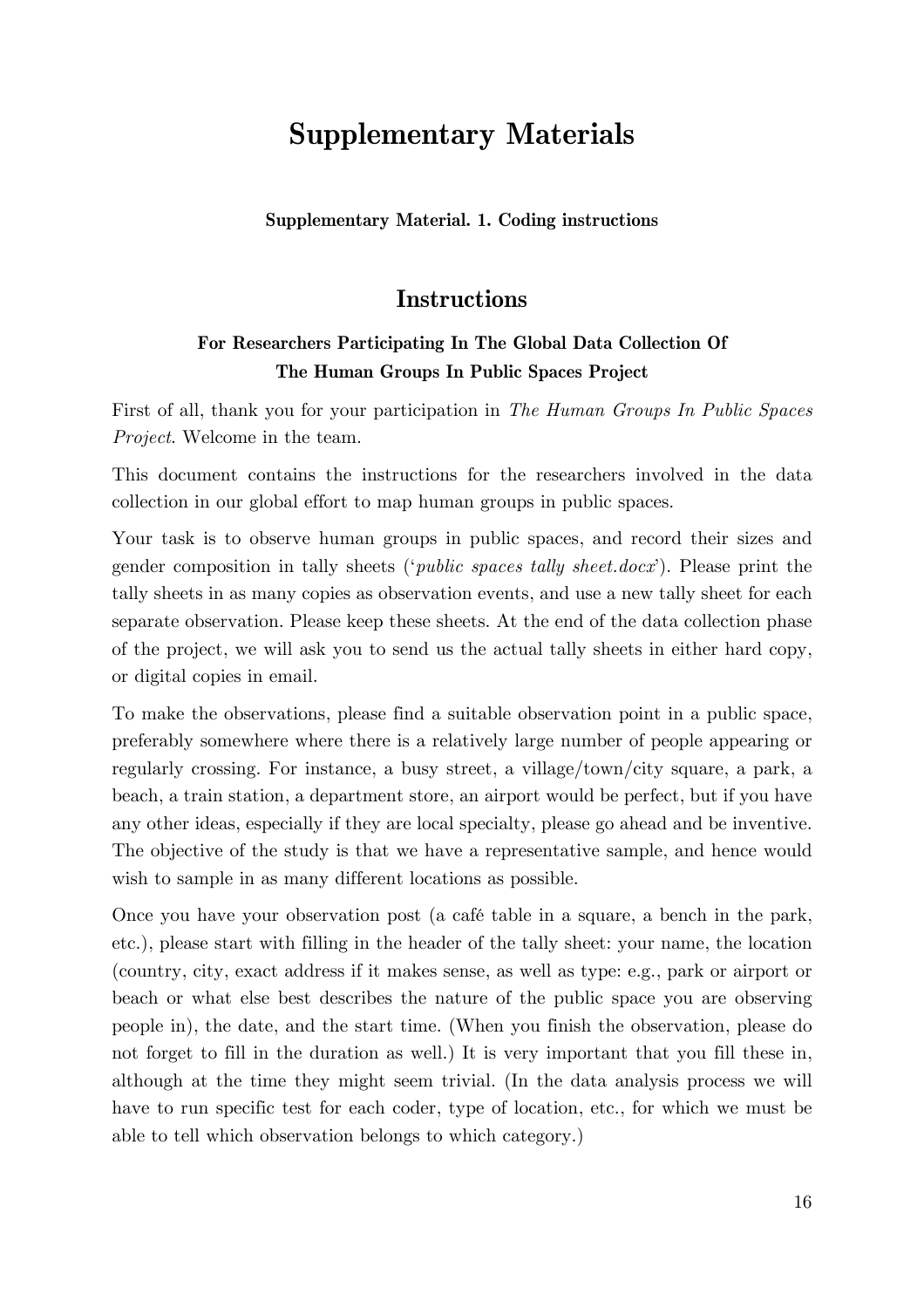# Supplementary Materials

**Supplementary Material. 1. Coding instructions**

## Instructions

### For Researchers Participating In The Global Data Collection Of The Human Groups In Public Spaces Project

First of all, thank you for your participation in *The Human Groups In Public Spaces Project*. Welcome in the team.

This document contains the instructions for the researchers involved in the data collection in our global effort to map human groups in public spaces.

Your task is to observe human groups in public spaces, and record their sizes and gender composition in tally sheets ('*public spaces tally sheet.docx*'). Please print the tally sheets in as many copies as observation events, and use a new tally sheet for each separate observation. Please keep these sheets. At the end of the data collection phase of the project, we will ask you to send us the actual tally sheets in either hard copy, or digital copies in email.

To make the observations, please find a suitable observation point in a public space, preferably somewhere where there is a relatively large number of people appearing or regularly crossing. For instance, a busy street, a village/town/city square, a park, a beach, a train station, a department store, an airport would be perfect, but if you have any other ideas, especially if they are local specialty, please go ahead and be inventive. The objective of the study is that we have a representative sample, and hence would wish to sample in as many different locations as possible.

Once you have your observation post (a café table in a square, a bench in the park, etc.), please start with filling in the header of the tally sheet: your name, the location (country, city, exact address if it makes sense, as well as type: e.g., park or airport or beach or what else best describes the nature of the public space you are observing people in), the date, and the start time. (When you finish the observation, please do not forget to fill in the duration as well.) It is very important that you fill these in, although at the time they might seem trivial. (In the data analysis process we will have to run specific test for each coder, type of location, etc., for which we must be able to tell which observation belongs to which category.)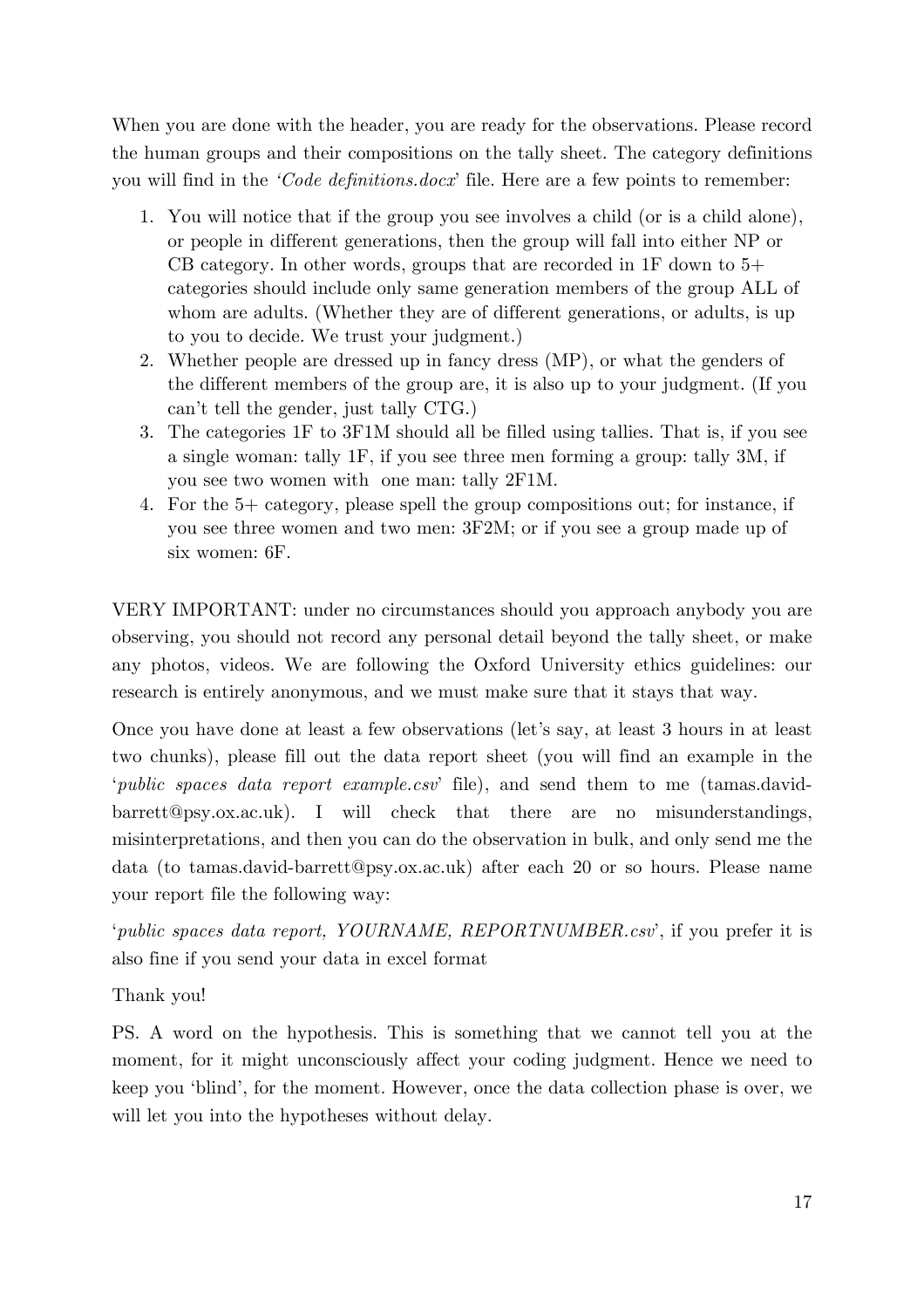When you are done with the header, you are ready for the observations. Please record the human groups and their compositions on the tally sheet. The category definitions you will find in the *'Code definitions.docx'* file. Here are a few points to remember:

1. You will notice that if the group you see involves a child (or is a child alone), or people in different generations, then the group will fall into either NP or CB category. In other words, groups that are recorded in 1F down to 5+ categories should include only same generation members of the group ALL of whom are adults. (Whether they are of different generations, or adults, is up to you to decide. We trust your judgment.)
2. Whether people are dressed up in fancy dress (MP), or what the genders of the different members of the group are, it is also up to your judgment. (If you can't tell the gender, just tally CTG.)
3. The categories 1F to 3F1M should all be filled using tallies. That is, if you see a single woman: tally 1F, if you see three men forming a group: tally 3M, if you see two women with one man: tally 2F1M.
4. For the 5+ category, please spell the group compositions out; for instance, if you see three women and two men: 3F2M; or if you see a group made up of six women: 6F.

VERY IMPORTANT: under no circumstances should you approach anybody you are observing, you should not record any personal detail beyond the tally sheet, or make any photos, videos. We are following the Oxford University ethics guidelines: our research is entirely anonymous, and we must make sure that it stays that way.

Once you have done at least a few observations (let's say, at least 3 hours in at least two chunks), please fill out the data report sheet (you will find an example in the '*public spaces data report example.csv*' file), and send them to me (tamas.david-barrett@psy.ox.ac.uk). I will check that there are no misunderstandings, misinterpretations, and then you can do the observation in bulk, and only send me the data (to tamas.david-barrett@psy.ox.ac.uk) after each 20 or so hours. Please name your report file the following way:

'*public spaces data report, YOURNAME, REPORTNUMBER.csv*', if you prefer it is also fine if you send your data in excel format

Thank you!

PS. A word on the hypothesis. This is something that we cannot tell you at the moment, for it might unconsciously affect your coding judgment. Hence we need to keep you 'blind', for the moment. However, once the data collection phase is over, we will let you into the hypotheses without delay.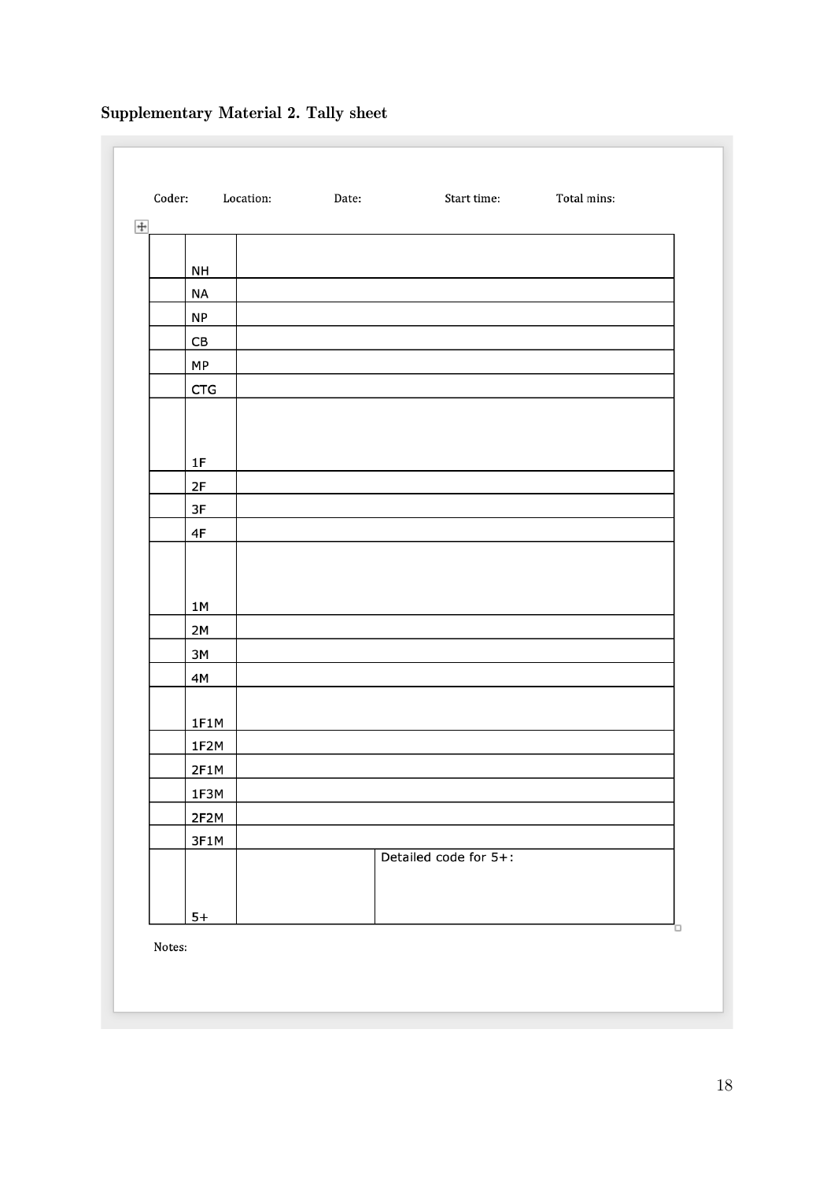**Supplementary Material 2. Tally sheet**

Coder: Location: Date: Start time: Total mins:

| | | | |
|---|---|---|---|
| | NH | | |
| | NA | | |
| | NP | | |
| | CB | | |
| | MP | | |
| | CTG | | |
| | 1F | | |
| | 2F | | |
| | 3F | | |
| | 4F | | |
| | 1M | | |
| | 2M | | |
| | 3M | | |
| | 4M | | |
| | 1F1M | | |
| | 1F2M | | |
| | 2F1M | | |
| | 1F3M | | |
| | 2F2M | | |
| | 3F1M | | |
| | 5+ | | Detailed code for 5+: |

Notes: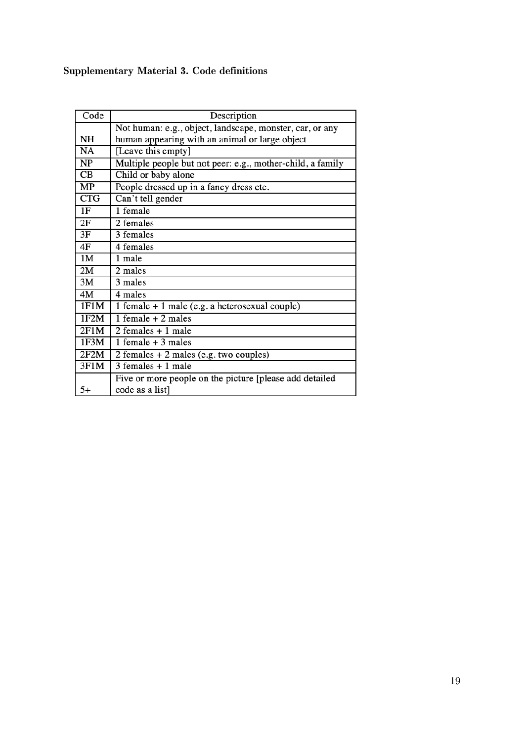**Supplementary Material 3. Code definitions**

| Code | Description |
|---|---|
| NH | Not human: e.g., object, landscape, monster, car, or any human appearing with an animal or large object |
| NA | [Leave this empty] |
| NP | Multiple people but not peer: e.g., mother-child, a family |
| CB | Child or baby alone |
| MP | People dressed up in a fancy dress etc. |
| CTG | Can't tell gender |
| 1F | 1 female |
| 2F | 2 females |
| 3F | 3 females |
| 4F | 4 females |
| 1M | 1 male |
| 2M | 2 males |
| 3M | 3 males |
| 4M | 4 males |
| 1F1M | 1 female + 1 male (e.g. a heterosexual couple) |
| 1F2M | 1 female + 2 males |
| 2F1M | 2 females + 1 male |
| 1F3M | 1 female + 3 males |
| 2F2M | 2 females + 2 males (e.g. two couples) |
| 3F1M | 3 females + 1 male |
| 5+ | Five or more people on the picture [please add detailed code as a list] |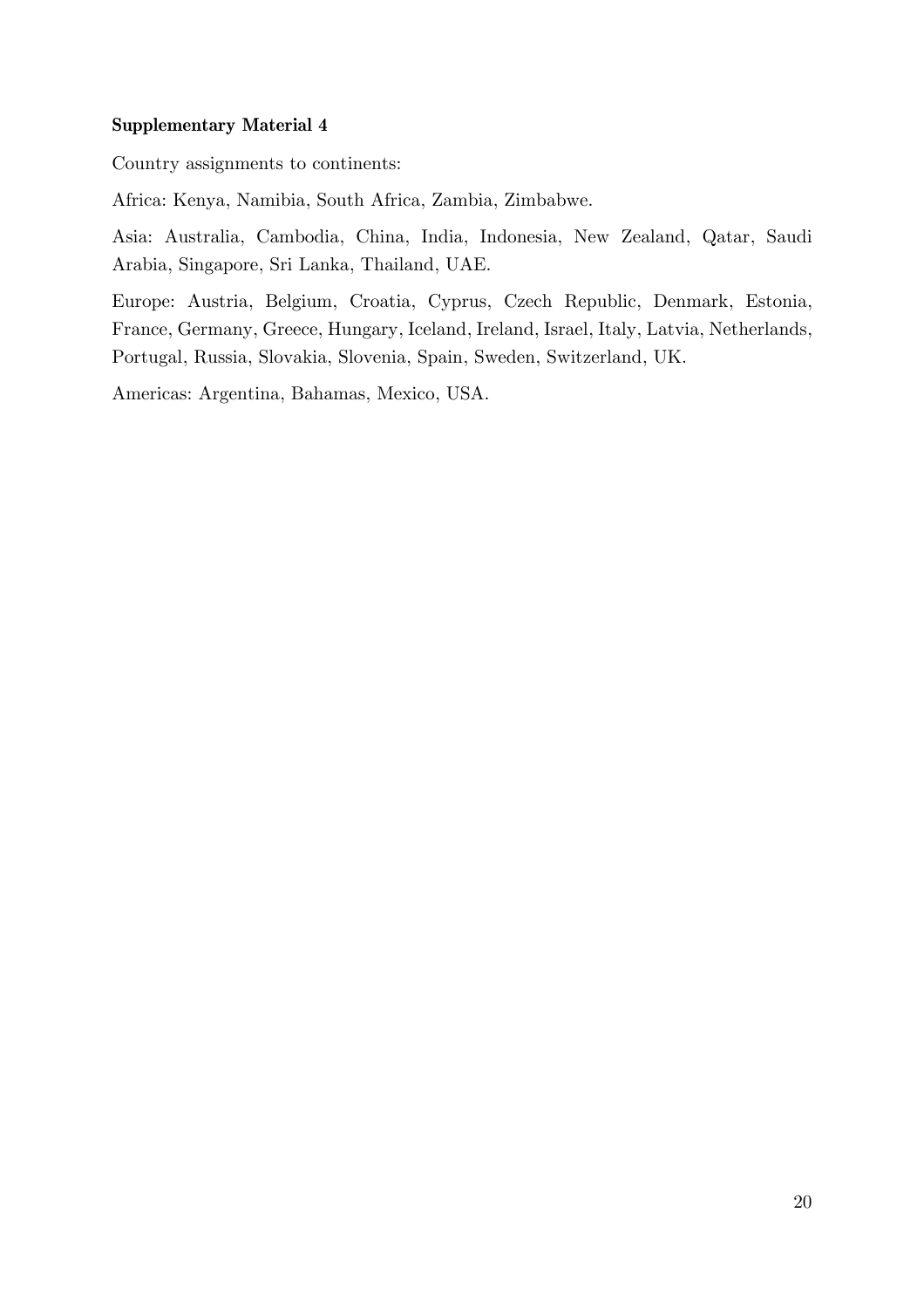**Supplementary Material 4**

Country assignments to continents:

Africa: Kenya, Namibia, South Africa, Zambia, Zimbabwe.

Asia: Australia, Cambodia, China, India, Indonesia, New Zealand, Qatar, Saudi Arabia, Singapore, Sri Lanka, Thailand, UAE.

Europe: Austria, Belgium, Croatia, Cyprus, Czech Republic, Denmark, Estonia, France, Germany, Greece, Hungary, Iceland, Ireland, Israel, Italy, Latvia, Netherlands, Portugal, Russia, Slovakia, Slovenia, Spain, Sweden, Switzerland, UK.

Americas: Argentina, Bahamas, Mexico, USA.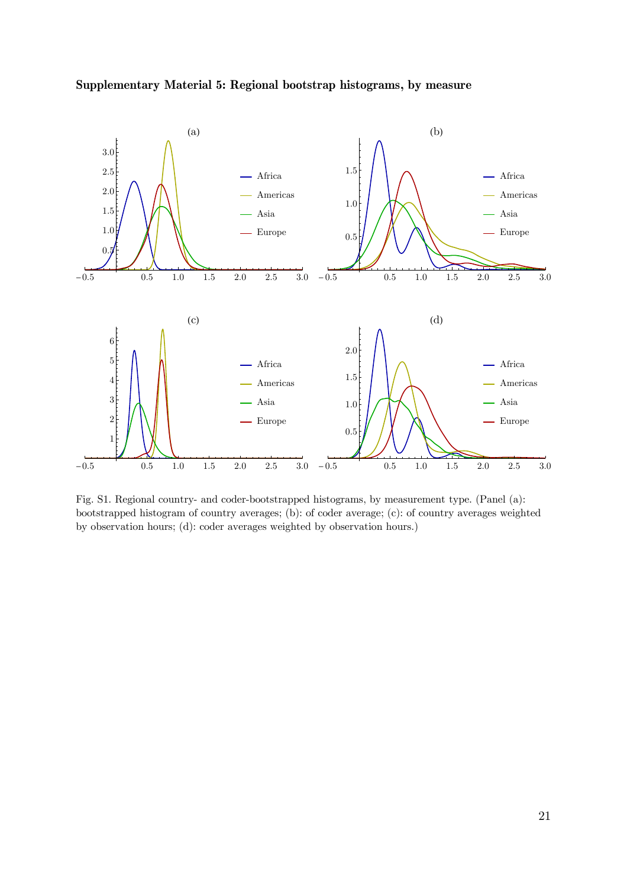**Supplementary Material 5: Regional bootstrap histograms, by measure**

Fig. S1. Regional country- and coder-bootstrapped histograms, by measurement type. (Panel (a): bootstrapped histogram of country averages; (b): of coder average; (c): of country averages weighted by observation hours; (d): coder averages weighted by observation hours.)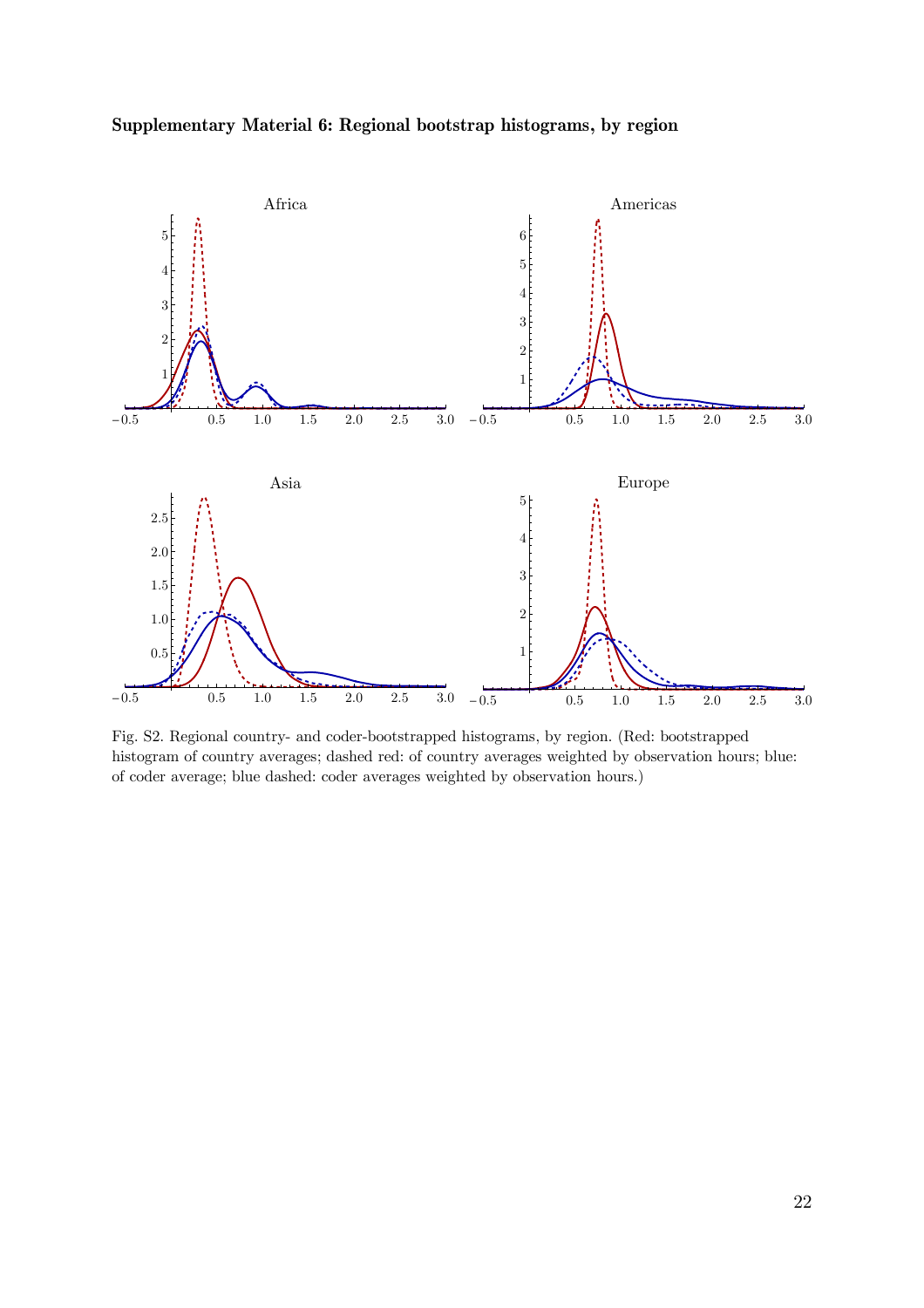**Supplementary Material 6: Regional bootstrap histograms, by region**

Africa

5
4
3
2
1

−0.5 0.5 1.0 1.5 2.0 2.5 3.0

Americas

6
5
4
3
2
1

−0.5 0.5 1.0 1.5 2.0 2.5 3.0

Asia

2.5
2.0
1.5
1.0
0.5

−0.5 0.5 1.0 1.5 2.0 2.5 3.0

Europe

5
4
3
2
1

−0.5 0.5 1.0 1.5 2.0 2.5 3.0

Fig. S2. Regional country- and coder-bootstrapped histograms, by region. (Red: bootstrapped histogram of country averages; dashed red: of country averages weighted by observation hours; blue: of coder average; blue dashed: coder averages weighted by observation hours.)